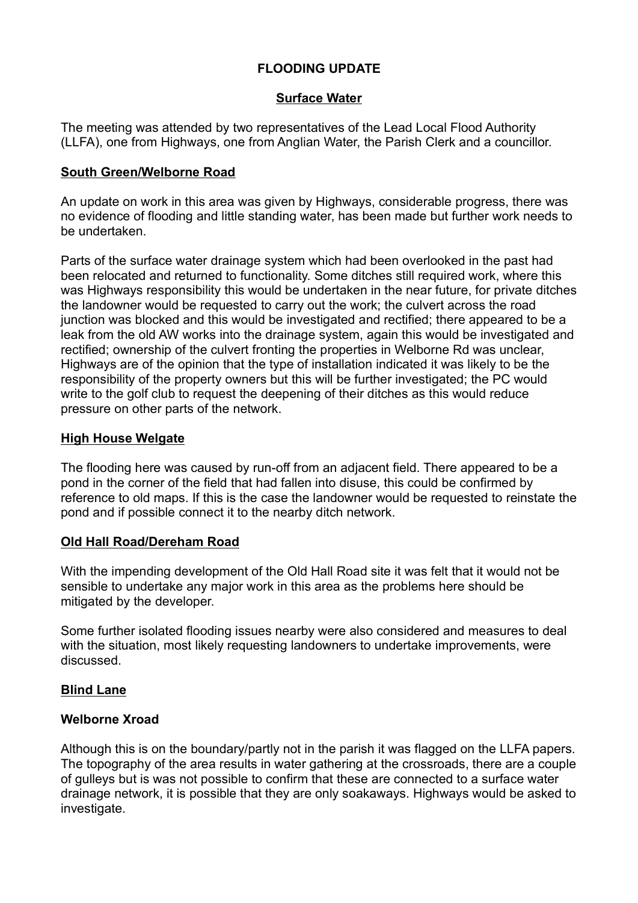# FLOODING UPDATE

## Surface Water

The meeting was attended by two representatives of the Lead Local Flood Authority (LLFA), one from Highways, one from Anglian Water, the Parish Clerk and a councillor.

### South Green/Welborne Road

An update on work in this area was given by Highways, considerable progress, there was no evidence of flooding and little standing water, has been made but further work needs to be undertaken.

Parts of the surface water drainage system which had been overlooked in the past had been relocated and returned to functionality. Some ditches still required work, where this was Highways responsibility this would be undertaken in the near future, for private ditches the landowner would be requested to carry out the work; the culvert across the road junction was blocked and this would be investigated and rectified; there appeared to be a leak from the old AW works into the drainage system, again this would be investigated and rectified; ownership of the culvert fronting the properties in Welborne Rd was unclear, Highways are of the opinion that the type of installation indicated it was likely to be the responsibility of the property owners but this will be further investigated; the PC would write to the golf club to request the deepening of their ditches as this would reduce pressure on other parts of the network.

### High House Welgate

The flooding here was caused by run-off from an adjacent field. There appeared to be a pond in the corner of the field that had fallen into disuse, this could be confirmed by reference to old maps. If this is the case the landowner would be requested to reinstate the pond and if possible connect it to the nearby ditch network.

### Old Hall Road/Dereham Road

With the impending development of the Old Hall Road site it was felt that it would not be sensible to undertake any major work in this area as the problems here should be mitigated by the developer.

Some further isolated flooding issues nearby were also considered and measures to deal with the situation, most likely requesting landowners to undertake improvements, were discussed.

### Blind Lane

**Welborne Xroad**

Although this is on the boundary/partly not in the parish it was flagged on the LLFA papers. The topography of the area results in water gathering at the crossroads, there are a couple of gulleys but is was not possible to confirm that these are connected to a surface water drainage network, it is possible that they are only soakaways. Highways would be asked to investigate.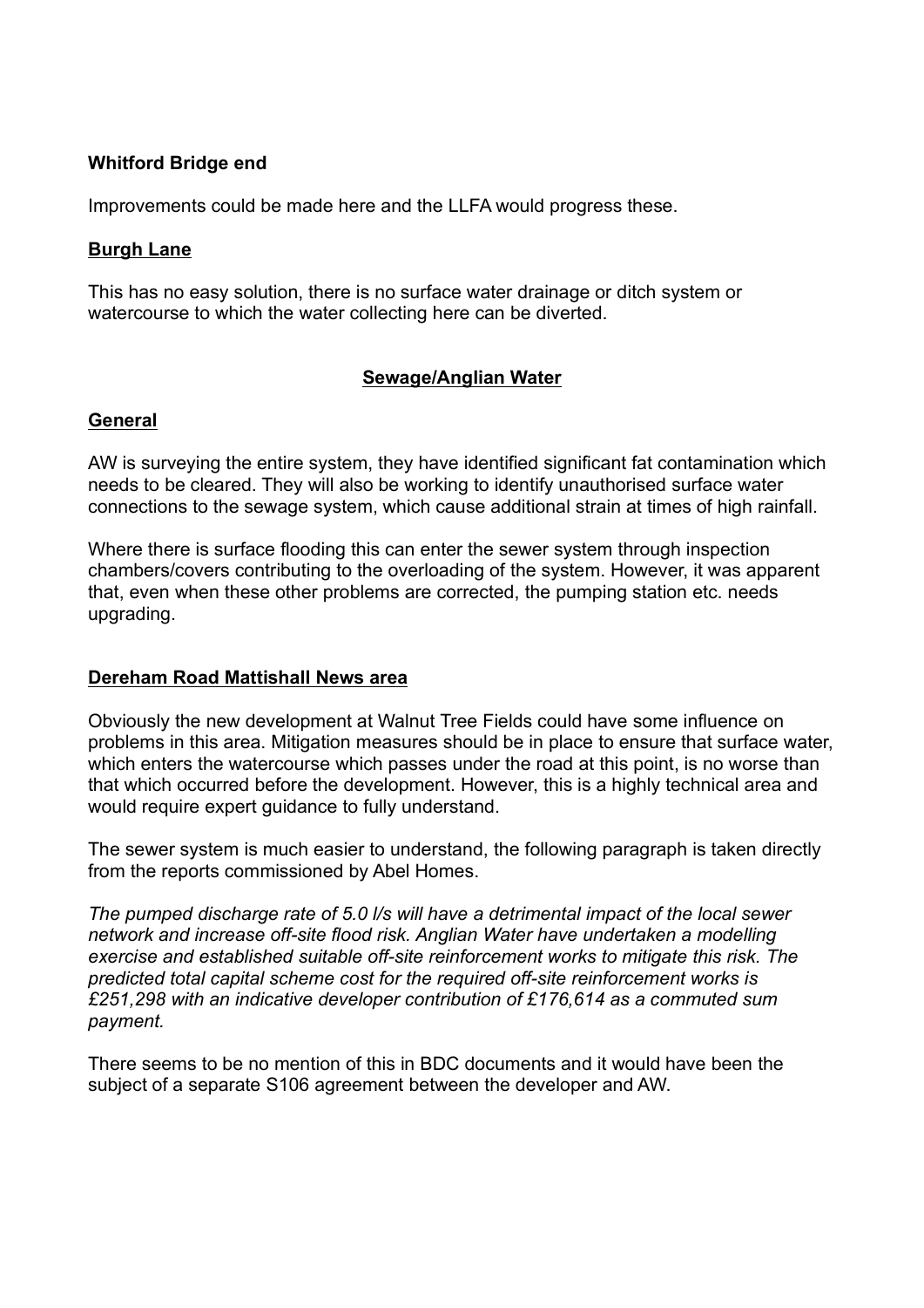**Whitford Bridge end**

Improvements could be made here and the LLFA would progress these.

**Burgh Lane**

This has no easy solution, there is no surface water drainage or ditch system or watercourse to which the water collecting here can be diverted.

**Sewage/Anglian Water**

**General**

AW is surveying the entire system, they have identified significant fat contamination which needs to be cleared. They will also be working to identify unauthorised surface water connections to the sewage system, which cause additional strain at times of high rainfall.

Where there is surface flooding this can enter the sewer system through inspection chambers/covers contributing to the overloading of the system. However, it was apparent that, even when these other problems are corrected, the pumping station etc. needs upgrading.

**Dereham Road Mattishall News area**

Obviously the new development at Walnut Tree Fields could have some influence on problems in this area. Mitigation measures should be in place to ensure that surface water, which enters the watercourse which passes under the road at this point, is no worse than that which occurred before the development. However, this is a highly technical area and would require expert guidance to fully understand.

The sewer system is much easier to understand, the following paragraph is taken directly from the reports commissioned by Abel Homes.

*The pumped discharge rate of 5.0 l/s will have a detrimental impact of the local sewer network and increase off-site flood risk. Anglian Water have undertaken a modelling exercise and established suitable off-site reinforcement works to mitigate this risk. The predicted total capital scheme cost for the required off-site reinforcement works is £251,298 with an indicative developer contribution of £176,614 as a commuted sum payment.*

There seems to be no mention of this in BDC documents and it would have been the subject of a separate S106 agreement between the developer and AW.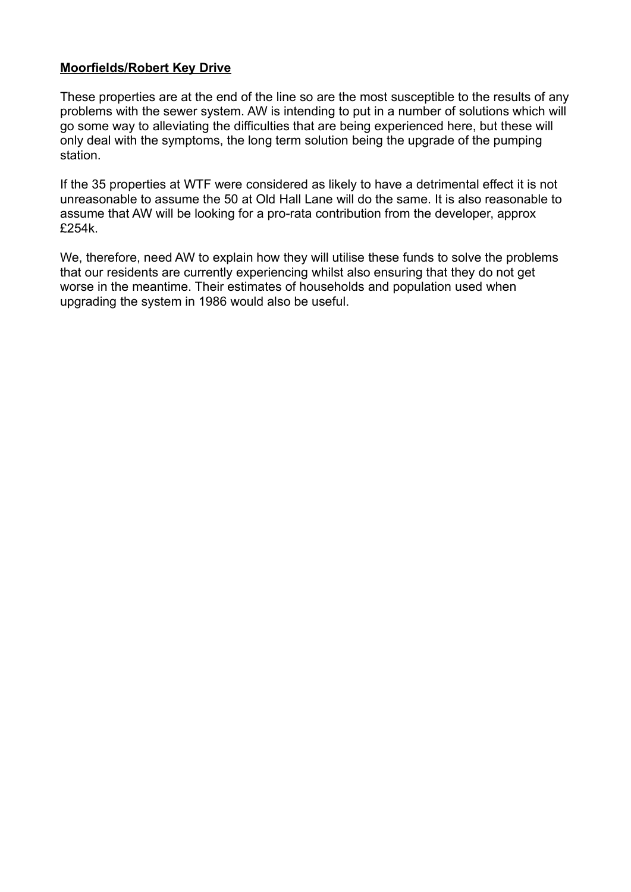**Moorfields/Robert Key Drive**

These properties are at the end of the line so are the most susceptible to the results of any problems with the sewer system. AW is intending to put in a number of solutions which will go some way to alleviating the difficulties that are being experienced here, but these will only deal with the symptoms, the long term solution being the upgrade of the pumping station.

If the 35 properties at WTF were considered as likely to have a detrimental effect it is not unreasonable to assume the 50 at Old Hall Lane will do the same. It is also reasonable to assume that AW will be looking for a pro-rata contribution from the developer, approx £254k.

We, therefore, need AW to explain how they will utilise these funds to solve the problems that our residents are currently experiencing whilst also ensuring that they do not get worse in the meantime. Their estimates of households and population used when upgrading the system in 1986 would also be useful.